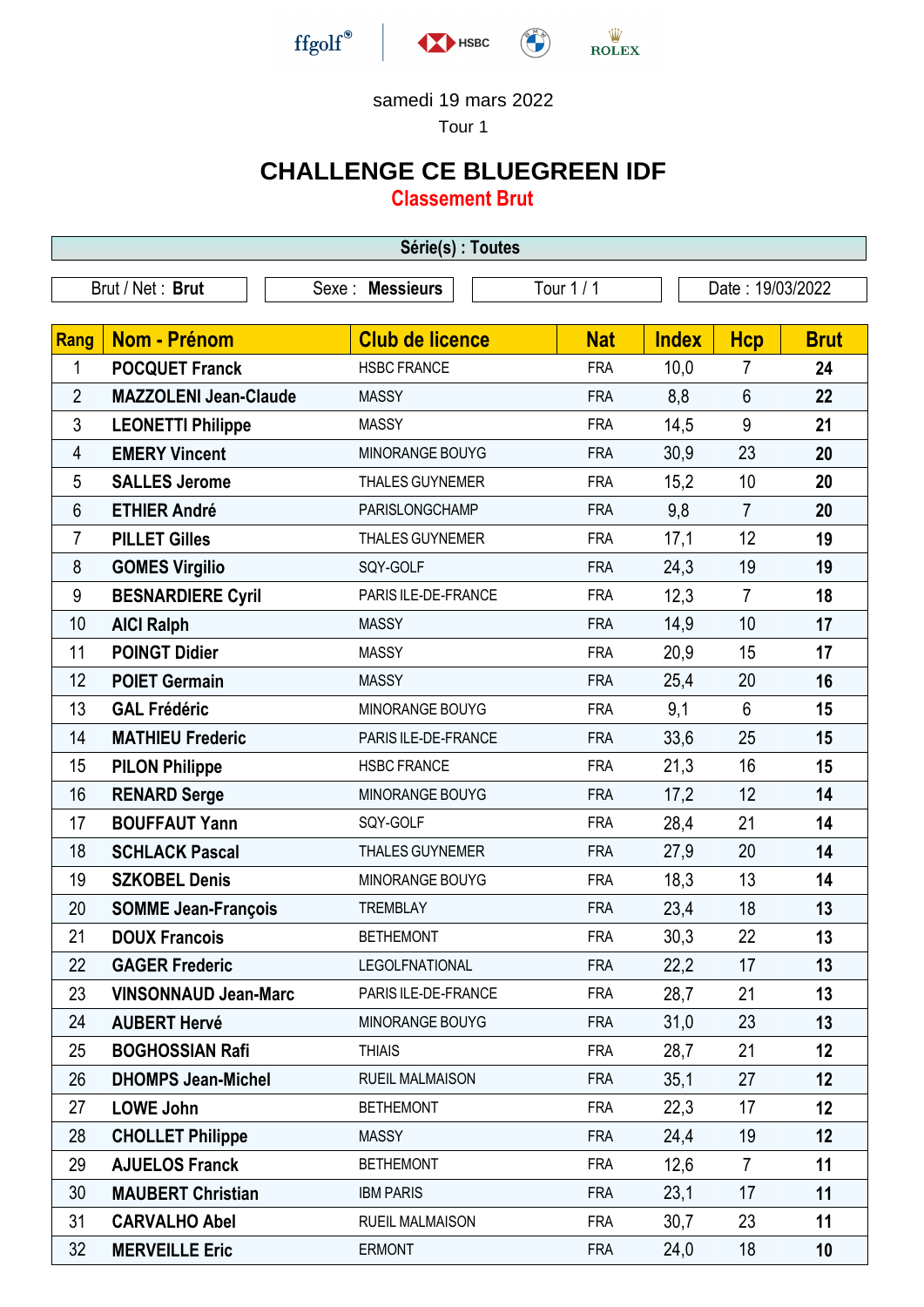ffgolf® HSBC ROLEX

samedi 19 mars 2022

Tour 1

# CHALLENGE CE BLUEGREEN IDF

## Classement Brut

**Série(s) : Toutes**

| Brut / Net : **Brut** | Sexe : **Messieurs** | Tour 1 / 1 | Date : 19/03/2022 |
|---|---|---|---|

| Rang | Nom - Prénom | Club de licence | Nat | Index | Hcp | Brut |
|---|---|---|---|---|---|---|
| 1 | **POCQUET Franck** | HSBC FRANCE | FRA | 10,0 | 7 | **24** |
| 2 | **MAZZOLENI Jean-Claude** | MASSY | FRA | 8,8 | 6 | **22** |
| 3 | **LEONETTI Philippe** | MASSY | FRA | 14,5 | 9 | **21** |
| 4 | **EMERY Vincent** | MINORANGE BOUYG | FRA | 30,9 | 23 | **20** |
| 5 | **SALLES Jerome** | THALES GUYNEMER | FRA | 15,2 | 10 | **20** |
| 6 | **ETHIER André** | PARISLONGCHAMP | FRA | 9,8 | 7 | **20** |
| 7 | **PILLET Gilles** | THALES GUYNEMER | FRA | 17,1 | 12 | **19** |
| 8 | **GOMES Virgilio** | SQY-GOLF | FRA | 24,3 | 19 | **19** |
| 9 | **BESNARDIERE Cyril** | PARIS ILE-DE-FRANCE | FRA | 12,3 | 7 | **18** |
| 10 | **AICI Ralph** | MASSY | FRA | 14,9 | 10 | **17** |
| 11 | **POINGT Didier** | MASSY | FRA | 20,9 | 15 | **17** |
| 12 | **POIET Germain** | MASSY | FRA | 25,4 | 20 | **16** |
| 13 | **GAL Frédéric** | MINORANGE BOUYG | FRA | 9,1 | 6 | **15** |
| 14 | **MATHIEU Frederic** | PARIS ILE-DE-FRANCE | FRA | 33,6 | 25 | **15** |
| 15 | **PILON Philippe** | HSBC FRANCE | FRA | 21,3 | 16 | **15** |
| 16 | **RENARD Serge** | MINORANGE BOUYG | FRA | 17,2 | 12 | **14** |
| 17 | **BOUFFAUT Yann** | SQY-GOLF | FRA | 28,4 | 21 | **14** |
| 18 | **SCHLACK Pascal** | THALES GUYNEMER | FRA | 27,9 | 20 | **14** |
| 19 | **SZKOBEL Denis** | MINORANGE BOUYG | FRA | 18,3 | 13 | **14** |
| 20 | **SOMME Jean-François** | TREMBLAY | FRA | 23,4 | 18 | **13** |
| 21 | **DOUX Francois** | BETHEMONT | FRA | 30,3 | 22 | **13** |
| 22 | **GAGER Frederic** | LEGOLFNATIONAL | FRA | 22,2 | 17 | **13** |
| 23 | **VINSONNAUD Jean-Marc** | PARIS ILE-DE-FRANCE | FRA | 28,7 | 21 | **13** |
| 24 | **AUBERT Hervé** | MINORANGE BOUYG | FRA | 31,0 | 23 | **13** |
| 25 | **BOGHOSSIAN Rafi** | THIAIS | FRA | 28,7 | 21 | **12** |
| 26 | **DHOMPS Jean-Michel** | RUEIL MALMAISON | FRA | 35,1 | 27 | **12** |
| 27 | **LOWE John** | BETHEMONT | FRA | 22,3 | 17 | **12** |
| 28 | **CHOLLET Philippe** | MASSY | FRA | 24,4 | 19 | **12** |
| 29 | **AJUELOS Franck** | BETHEMONT | FRA | 12,6 | 7 | **11** |
| 30 | **MAUBERT Christian** | IBM PARIS | FRA | 23,1 | 17 | **11** |
| 31 | **CARVALHO Abel** | RUEIL MALMAISON | FRA | 30,7 | 23 | **11** |
| 32 | **MERVEILLE Eric** | ERMONT | FRA | 24,0 | 18 | **10** |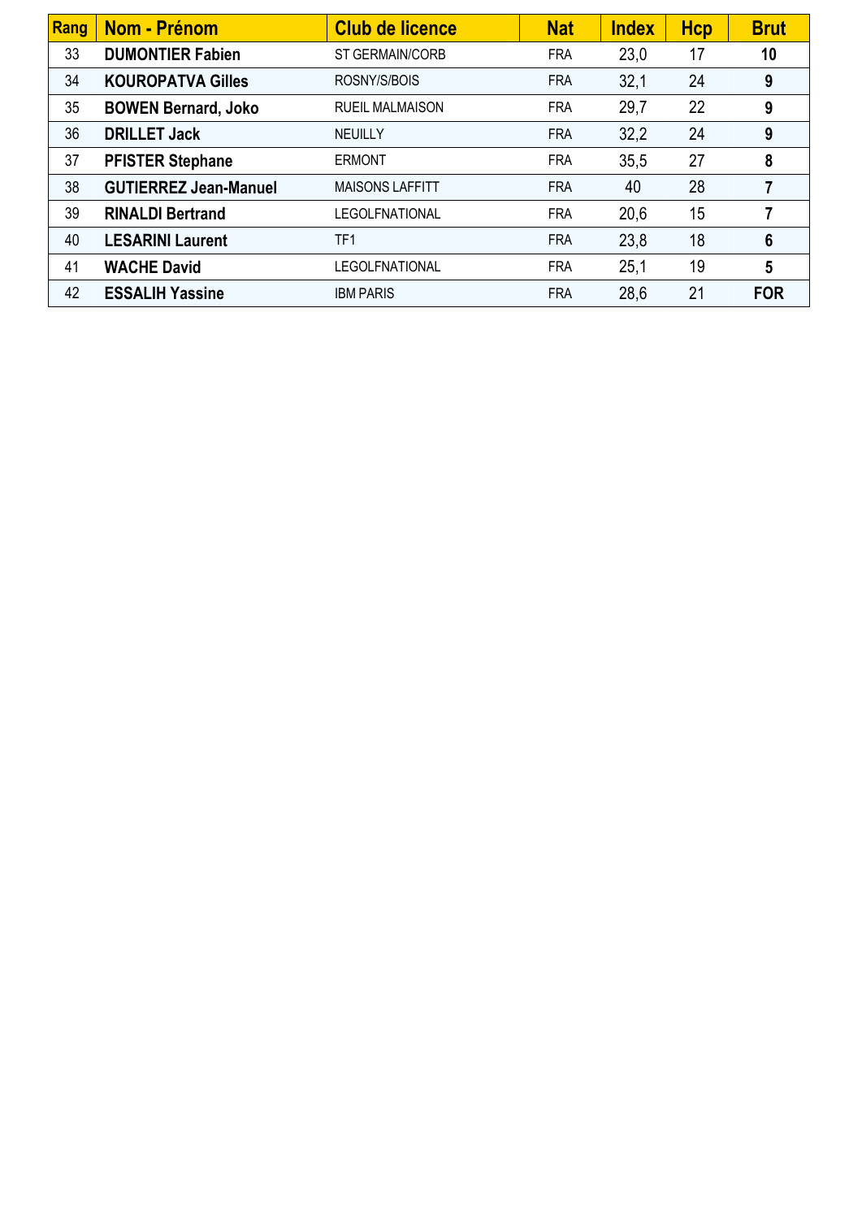| Rang | Nom - Prénom | Club de licence | Nat | Index | Hcp | Brut |
|---|---|---|---|---|---|---|
| 33 | **DUMONTIER Fabien** | ST GERMAIN/CORB | FRA | 23,0 | 17 | **10** |
| 34 | **KOUROPATVA Gilles** | ROSNY/S/BOIS | FRA | 32,1 | 24 | **9** |
| 35 | **BOWEN Bernard, Joko** | RUEIL MALMAISON | FRA | 29,7 | 22 | **9** |
| 36 | **DRILLET Jack** | NEUILLY | FRA | 32,2 | 24 | **9** |
| 37 | **PFISTER Stephane** | ERMONT | FRA | 35,5 | 27 | **8** |
| 38 | **GUTIERREZ Jean-Manuel** | MAISONS LAFFITT | FRA | 40 | 28 | **7** |
| 39 | **RINALDI Bertrand** | LEGOLFNATIONAL | FRA | 20,6 | 15 | **7** |
| 40 | **LESARINI Laurent** | TF1 | FRA | 23,8 | 18 | **6** |
| 41 | **WACHE David** | LEGOLFNATIONAL | FRA | 25,1 | 19 | **5** |
| 42 | **ESSALIH Yassine** | IBM PARIS | FRA | 28,6 | 21 | **FOR** |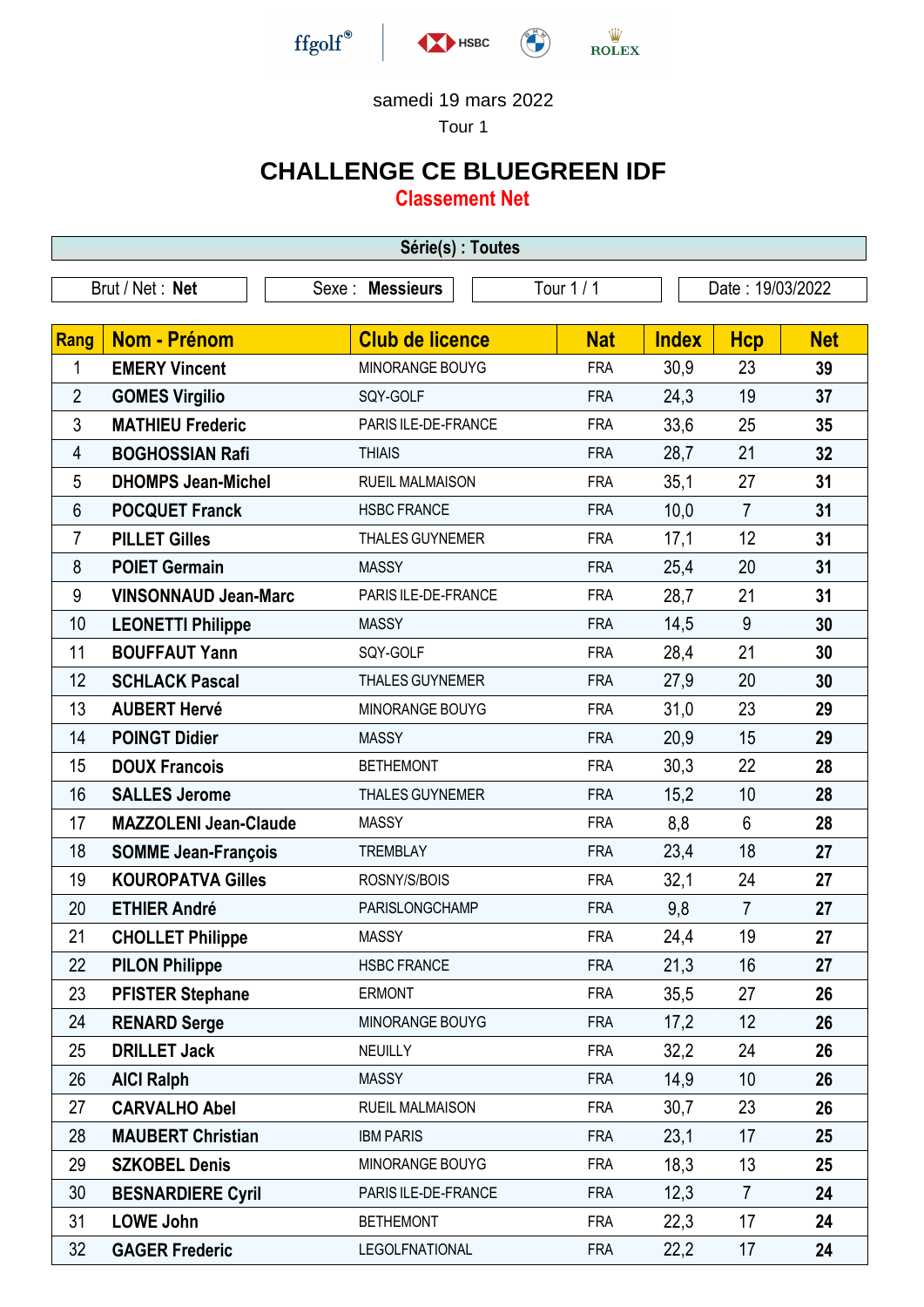ffgolf® HSBC ROLEX

samedi 19 mars 2022

Tour 1

# CHALLENGE CE BLUEGREEN IDF

## Classement Net

**Série(s) : Toutes**

Brut / Net : **Net** | Sexe : **Messieurs** | Tour 1 / 1 | Date : 19/03/2022

| Rang | Nom - Prénom | Club de licence | Nat | Index | Hcp | Net |
|---|---|---|---|---|---|---|
| 1 | **EMERY Vincent** | MINORANGE BOUYG | FRA | 30,9 | 23 | **39** |
| 2 | **GOMES Virgilio** | SQY-GOLF | FRA | 24,3 | 19 | **37** |
| 3 | **MATHIEU Frederic** | PARIS ILE-DE-FRANCE | FRA | 33,6 | 25 | **35** |
| 4 | **BOGHOSSIAN Rafi** | THIAIS | FRA | 28,7 | 21 | **32** |
| 5 | **DHOMPS Jean-Michel** | RUEIL MALMAISON | FRA | 35,1 | 27 | **31** |
| 6 | **POCQUET Franck** | HSBC FRANCE | FRA | 10,0 | 7 | **31** |
| 7 | **PILLET Gilles** | THALES GUYNEMER | FRA | 17,1 | 12 | **31** |
| 8 | **POIET Germain** | MASSY | FRA | 25,4 | 20 | **31** |
| 9 | **VINSONNAUD Jean-Marc** | PARIS ILE-DE-FRANCE | FRA | 28,7 | 21 | **31** |
| 10 | **LEONETTI Philippe** | MASSY | FRA | 14,5 | 9 | **30** |
| 11 | **BOUFFAUT Yann** | SQY-GOLF | FRA | 28,4 | 21 | **30** |
| 12 | **SCHLACK Pascal** | THALES GUYNEMER | FRA | 27,9 | 20 | **30** |
| 13 | **AUBERT Hervé** | MINORANGE BOUYG | FRA | 31,0 | 23 | **29** |
| 14 | **POINGT Didier** | MASSY | FRA | 20,9 | 15 | **29** |
| 15 | **DOUX Francois** | BETHEMONT | FRA | 30,3 | 22 | **28** |
| 16 | **SALLES Jerome** | THALES GUYNEMER | FRA | 15,2 | 10 | **28** |
| 17 | **MAZZOLENI Jean-Claude** | MASSY | FRA | 8,8 | 6 | **28** |
| 18 | **SOMME Jean-François** | TREMBLAY | FRA | 23,4 | 18 | **27** |
| 19 | **KOUROPATVA Gilles** | ROSNY/S/BOIS | FRA | 32,1 | 24 | **27** |
| 20 | **ETHIER André** | PARISLONGCHAMP | FRA | 9,8 | 7 | **27** |
| 21 | **CHOLLET Philippe** | MASSY | FRA | 24,4 | 19 | **27** |
| 22 | **PILON Philippe** | HSBC FRANCE | FRA | 21,3 | 16 | **27** |
| 23 | **PFISTER Stephane** | ERMONT | FRA | 35,5 | 27 | **26** |
| 24 | **RENARD Serge** | MINORANGE BOUYG | FRA | 17,2 | 12 | **26** |
| 25 | **DRILLET Jack** | NEUILLY | FRA | 32,2 | 24 | **26** |
| 26 | **AICI Ralph** | MASSY | FRA | 14,9 | 10 | **26** |
| 27 | **CARVALHO Abel** | RUEIL MALMAISON | FRA | 30,7 | 23 | **26** |
| 28 | **MAUBERT Christian** | IBM PARIS | FRA | 23,1 | 17 | **25** |
| 29 | **SZKOBEL Denis** | MINORANGE BOUYG | FRA | 18,3 | 13 | **25** |
| 30 | **BESNARDIERE Cyril** | PARIS ILE-DE-FRANCE | FRA | 12,3 | 7 | **24** |
| 31 | **LOWE John** | BETHEMONT | FRA | 22,3 | 17 | **24** |
| 32 | **GAGER Frederic** | LEGOLFNATIONAL | FRA | 22,2 | 17 | **24** |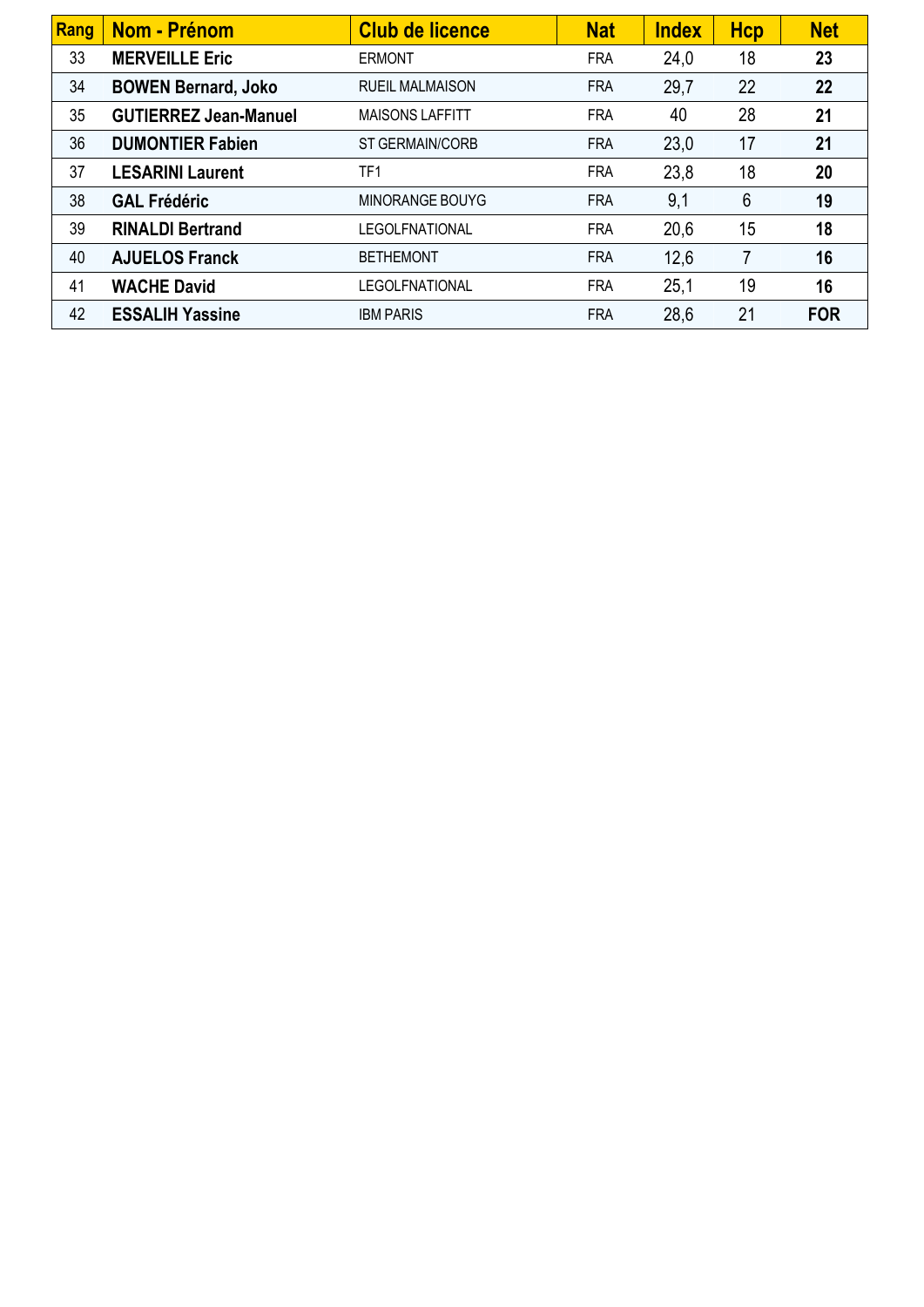| Rang | Nom - Prénom | Club de licence | Nat | Index | Hcp | Net |
|---|---|---|---|---|---|---|
| 33 | **MERVEILLE Eric** | ERMONT | FRA | 24,0 | 18 | **23** |
| 34 | **BOWEN Bernard, Joko** | RUEIL MALMAISON | FRA | 29,7 | 22 | **22** |
| 35 | **GUTIERREZ Jean-Manuel** | MAISONS LAFFITT | FRA | 40 | 28 | **21** |
| 36 | **DUMONTIER Fabien** | ST GERMAIN/CORB | FRA | 23,0 | 17 | **21** |
| 37 | **LESARINI Laurent** | TF1 | FRA | 23,8 | 18 | **20** |
| 38 | **GAL Frédéric** | MINORANGE BOUYG | FRA | 9,1 | 6 | **19** |
| 39 | **RINALDI Bertrand** | LEGOLFNATIONAL | FRA | 20,6 | 15 | **18** |
| 40 | **AJUELOS Franck** | BETHEMONT | FRA | 12,6 | 7 | **16** |
| 41 | **WACHE David** | LEGOLFNATIONAL | FRA | 25,1 | 19 | **16** |
| 42 | **ESSALIH Yassine** | IBM PARIS | FRA | 28,6 | 21 | **FOR** |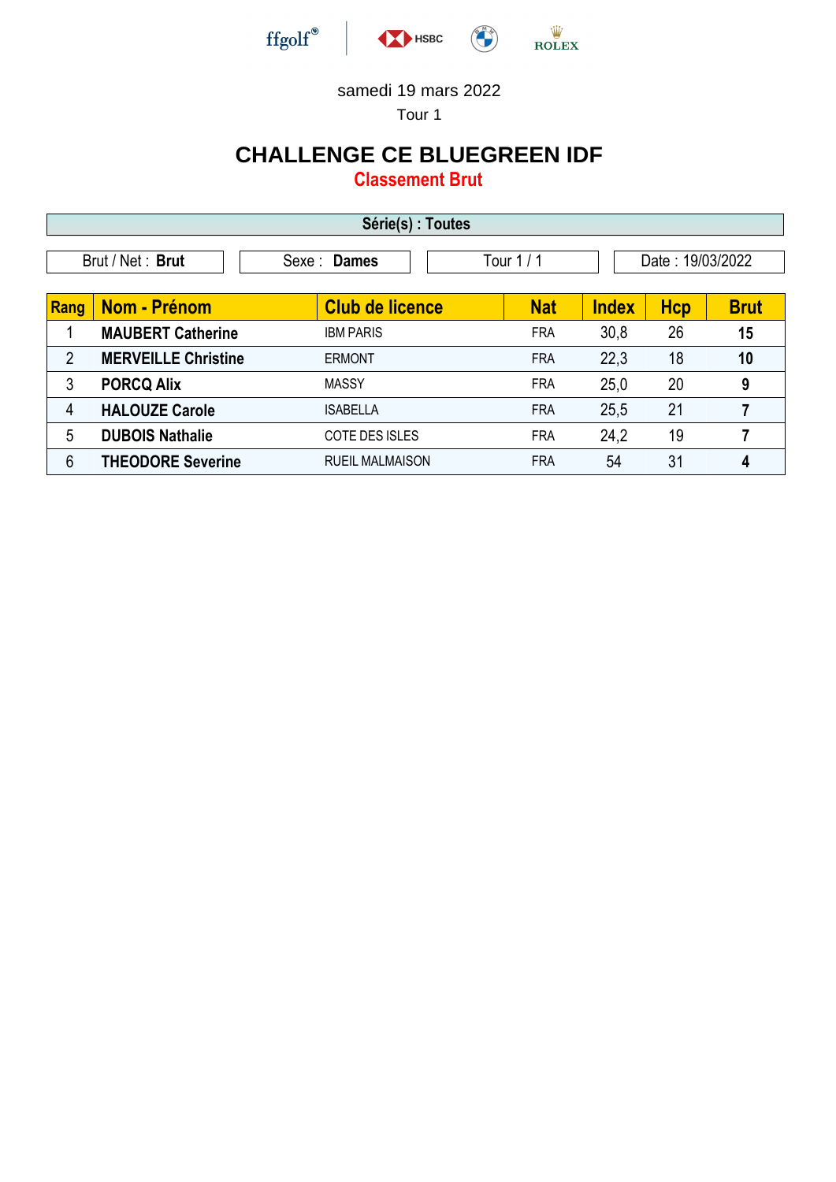samedi 19 mars 2022

Tour 1

# CHALLENGE CE BLUEGREEN IDF

## Classement Brut

**Série(s) : Toutes**

| Brut / Net : **Brut** | Sexe : **Dames** | Tour 1 / 1 | Date : 19/03/2022 |
|---|---|---|---|

| Rang | Nom - Prénom | Club de licence | Nat | Index | Hcp | Brut |
|---|---|---|---|---|---|---|
| 1 | **MAUBERT Catherine** | IBM PARIS | FRA | 30,8 | 26 | **15** |
| 2 | **MERVEILLE Christine** | ERMONT | FRA | 22,3 | 18 | **10** |
| 3 | **PORCQ Alix** | MASSY | FRA | 25,0 | 20 | **9** |
| 4 | **HALOUZE Carole** | ISABELLA | FRA | 25,5 | 21 | **7** |
| 5 | **DUBOIS Nathalie** | COTE DES ISLES | FRA | 24,2 | 19 | **7** |
| 6 | **THEODORE Severine** | RUEIL MALMAISON | FRA | 54 | 31 | **4** |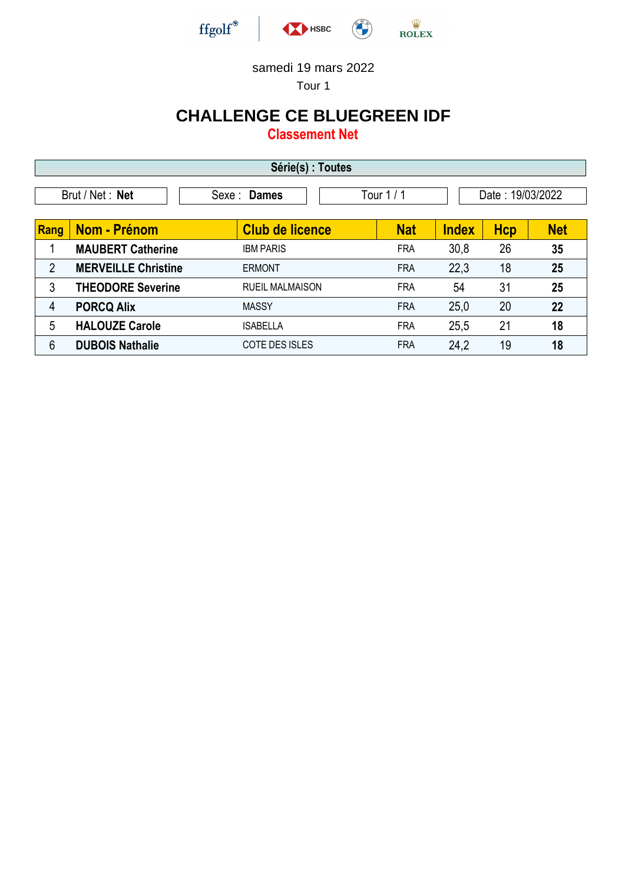samedi 19 mars 2022

Tour 1

# CHALLENGE CE BLUEGREEN IDF

## Classement Net

**Série(s) : Toutes**

| Brut / Net : **Net** | Sexe : **Dames** | Tour 1 / 1 | Date : 19/03/2022 |
|---|---|---|---|

| Rang | Nom - Prénom | Club de licence | Nat | Index | Hcp | Net |
|---|---|---|---|---|---|---|
| 1 | **MAUBERT Catherine** | IBM PARIS | FRA | 30,8 | 26 | **35** |
| 2 | **MERVEILLE Christine** | ERMONT | FRA | 22,3 | 18 | **25** |
| 3 | **THEODORE Severine** | RUEIL MALMAISON | FRA | 54 | 31 | **25** |
| 4 | **PORCQ Alix** | MASSY | FRA | 25,0 | 20 | **22** |
| 5 | **HALOUZE Carole** | ISABELLA | FRA | 25,5 | 21 | **18** |
| 6 | **DUBOIS Nathalie** | COTE DES ISLES | FRA | 24,2 | 19 | **18** |